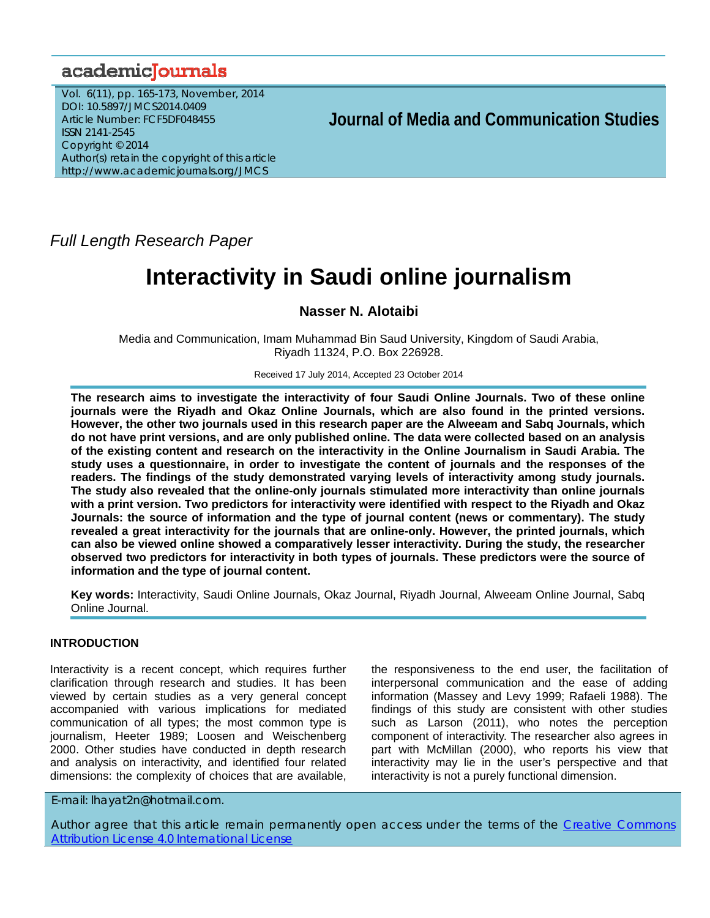academicJournals

Vol. 6(11), pp. 165-173, November, 2014
DOI: 10.5897/JMCS2014.0409
Article Number: FCF5DF048455
ISSN 2141-2545
Copyright © 2014
Author(s) retain the copyright of this article
http://www.academicjournals.org/JMCS

**Journal of Media and Communication Studies**

*Full Length Research Paper*

# Interactivity in Saudi online journalism

**Nasser N. Alotaibi**

Media and Communication, Imam Muhammad Bin Saud University, Kingdom of Saudi Arabia, Riyadh 11324, P.O. Box 226928.

Received 17 July 2014, Accepted 23 October 2014

**The research aims to investigate the interactivity of four Saudi Online Journals. Two of these online journals were the Riyadh and Okaz Online Journals, which are also found in the printed versions. However, the other two journals used in this research paper are the Alweeam and Sabq Journals, which do not have print versions, and are only published online. The data were collected based on an analysis of the existing content and research on the interactivity in the Online Journalism in Saudi Arabia. The study uses a questionnaire, in order to investigate the content of journals and the responses of the readers. The findings of the study demonstrated varying levels of interactivity among study journals. The study also revealed that the online-only journals stimulated more interactivity than online journals with a print version. Two predictors for interactivity were identified with respect to the Riyadh and Okaz Journals: the source of information and the type of journal content (news or commentary). The study revealed a great interactivity for the journals that are online-only. However, the printed journals, which can also be viewed online showed a comparatively lesser interactivity. During the study, the researcher observed two predictors for interactivity in both types of journals. These predictors were the source of information and the type of journal content.**

**Key words:** Interactivity, Saudi Online Journals, Okaz Journal, Riyadh Journal, Alweeam Online Journal, Sabq Online Journal.

## INTRODUCTION

Interactivity is a recent concept, which requires further clarification through research and studies. It has been viewed by certain studies as a very general concept accompanied with various implications for mediated communication of all types; the most common type is journalism, Heeter 1989; Loosen and Weischenberg 2000. Other studies have conducted in depth research and analysis on interactivity, and identified four related dimensions: the complexity of choices that are available, the responsiveness to the end user, the facilitation of interpersonal communication and the ease of adding information (Massey and Levy 1999; Rafaeli 1988). The findings of this study are consistent with other studies such as Larson (2011), who notes the perception component of interactivity. The researcher also agrees in part with McMillan (2000), who reports his view that interactivity may lie in the user's perspective and that interactivity is not a purely functional dimension.

E-mail: lhayat2n@hotmail.com.

Author agree that this article remain permanently open access under the terms of the Creative Commons Attribution License 4.0 International License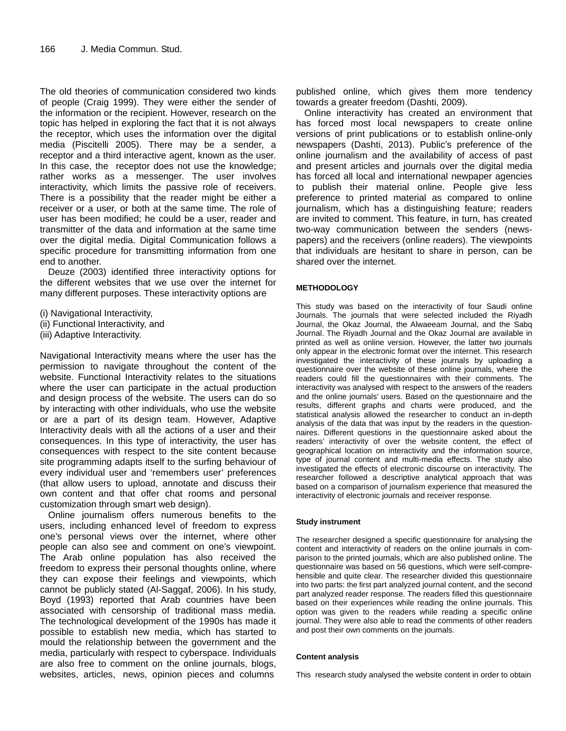The old theories of communication considered two kinds of people (Craig 1999). They were either the sender of the information or the recipient. However, research on the topic has helped in exploring the fact that it is not always the receptor, which uses the information over the digital media (Piscitelli 2005). There may be a sender, a receptor and a third interactive agent, known as the user. In this case, the receptor does not use the knowledge; rather works as a messenger. The user involves interactivity, which limits the passive role of receivers. There is a possibility that the reader might be either a receiver or a user, or both at the same time. The role of user has been modified; he could be a user, reader and transmitter of the data and information at the same time over the digital media. Digital Communication follows a specific procedure for transmitting information from one end to another.

Deuze (2003) identified three interactivity options for the different websites that we use over the internet for many different purposes. These interactivity options are

(i) Navigational Interactivity,
(ii) Functional Interactivity, and
(iii) Adaptive Interactivity.

Navigational Interactivity means where the user has the permission to navigate throughout the content of the website. Functional Interactivity relates to the situations where the user can participate in the actual production and design process of the website. The users can do so by interacting with other individuals, who use the website or are a part of its design team. However, Adaptive Interactivity deals with all the actions of a user and their consequences. In this type of interactivity, the user has consequences with respect to the site content because site programming adapts itself to the surfing behaviour of every individual user and 'remembers user' preferences (that allow users to upload, annotate and discuss their own content and that offer chat rooms and personal customization through smart web design).

Online journalism offers numerous benefits to the users, including enhanced level of freedom to express one's personal views over the internet, where other people can also see and comment on one's viewpoint. The Arab online population has also received the freedom to express their personal thoughts online, where they can expose their feelings and viewpoints, which cannot be publicly stated (Al-Saggaf, 2006). In his study, Boyd (1993) reported that Arab countries have been associated with censorship of traditional mass media. The technological development of the 1990s has made it possible to establish new media, which has started to mould the relationship between the government and the media, particularly with respect to cyberspace. Individuals are also free to comment on the online journals, blogs, websites, articles, news, opinion pieces and columns published online, which gives them more tendency towards a greater freedom (Dashti, 2009).

Online interactivity has created an environment that has forced most local newspapers to create online versions of print publications or to establish online-only newspapers (Dashti, 2013). Public's preference of the online journalism and the availability of access of past and present articles and journals over the digital media has forced all local and international newpaper agencies to publish their material online. People give less preference to printed material as compared to online journalism, which has a distinguishing feature; readers are invited to comment. This feature, in turn, has created two-way communication between the senders (newspapers) and the receivers (online readers). The viewpoints that individuals are hesitant to share in person, can be shared over the internet.

## METHODOLOGY

This study was based on the interactivity of four Saudi online Journals. The journals that were selected included the Riyadh Journal, the Okaz Journal, the Alwaeeam Journal, and the Sabq Journal. The Riyadh Journal and the Okaz Journal are available in printed as well as online version. However, the latter two journals only appear in the electronic format over the internet. This research investigated the interactivity of these journals by uploading a questionnaire over the website of these online journals, where the readers could fill the questionnaires with their comments. The interactivity was analysed with respect to the answers of the readers and the online journals' users. Based on the questionnaire and the results, different graphs and charts were produced, and the statistical analysis allowed the researcher to conduct an in-depth analysis of the data that was input by the readers in the questionnaires. Different questions in the questionnaire asked about the readers' interactivity of over the website content, the effect of geographical location on interactivity and the information source, type of journal content and multi-media effects. The study also investigated the effects of electronic discourse on interactivity. The researcher followed a descriptive analytical approach that was based on a comparison of journalism experience that measured the interactivity of electronic journals and receiver response.

### Study instrument

The researcher designed a specific questionnaire for analysing the content and interactivity of readers on the online journals in comparison to the printed journals, which are also published online. The questionnaire was based on 56 questions, which were self-comprehensible and quite clear. The researcher divided this questionnaire into two parts: the first part analyzed journal content, and the second part analyzed reader response. The readers filled this questionnaire based on their experiences while reading the online journals. This option was given to the readers while reading a specific online journal. They were also able to read the comments of other readers and post their own comments on the journals.

### Content analysis

This research study analysed the website content in order to obtain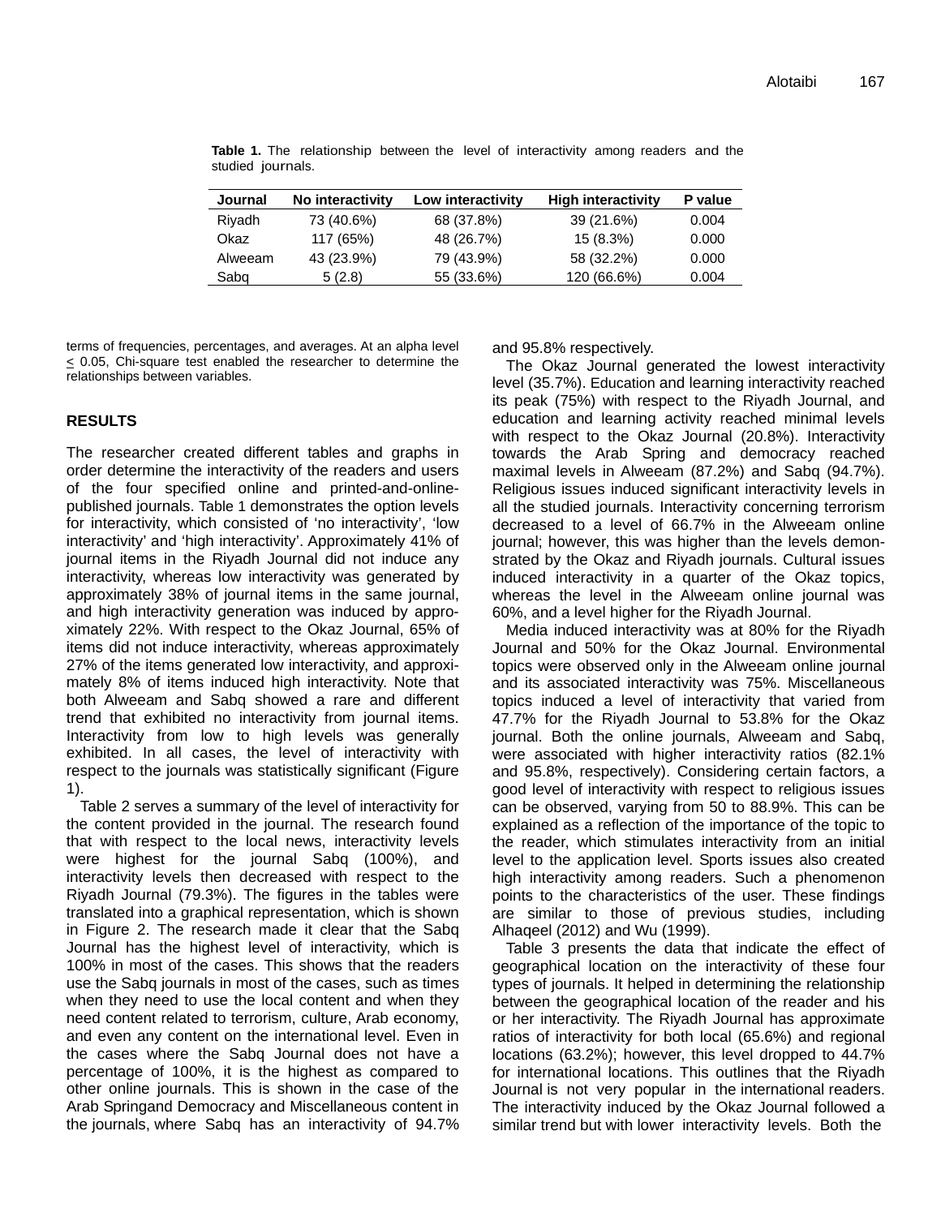**Table 1.** The relationship between the level of interactivity among readers and the studied journals.

| Journal | No interactivity | Low interactivity | High interactivity | P value |
|---|---|---|---|---|
| Riyadh | 73 (40.6%) | 68 (37.8%) | 39 (21.6%) | 0.004 |
| Okaz | 117 (65%) | 48 (26.7%) | 15 (8.3%) | 0.000 |
| Alweeam | 43 (23.9%) | 79 (43.9%) | 58 (32.2%) | 0.000 |
| Sabq | 5 (2.8) | 55 (33.6%) | 120 (66.6%) | 0.004 |

terms of frequencies, percentages, and averages. At an alpha level $\leq$ 0.05, Chi-square test enabled the researcher to determine the relationships between variables.

## RESULTS

The researcher created different tables and graphs in order determine the interactivity of the readers and users of the four specified online and printed-and-online-published journals. Table 1 demonstrates the option levels for interactivity, which consisted of 'no interactivity', 'low interactivity' and 'high interactivity'. Approximately 41% of journal items in the Riyadh Journal did not induce any interactivity, whereas low interactivity was generated by approximately 38% of journal items in the same journal, and high interactivity generation was induced by approximately 22%. With respect to the Okaz Journal, 65% of items did not induce interactivity, whereas approximately 27% of the items generated low interactivity, and approximately 8% of items induced high interactivity. Note that both Alweeam and Sabq showed a rare and different trend that exhibited no interactivity from journal items. Interactivity from low to high levels was generally exhibited. In all cases, the level of interactivity with respect to the journals was statistically significant (Figure 1).

Table 2 serves a summary of the level of interactivity for the content provided in the journal. The research found that with respect to the local news, interactivity levels were highest for the journal Sabq (100%), and interactivity levels then decreased with respect to the Riyadh Journal (79.3%). The figures in the tables were translated into a graphical representation, which is shown in Figure 2. The research made it clear that the Sabq Journal has the highest level of interactivity, which is 100% in most of the cases. This shows that the readers use the Sabq journals in most of the cases, such as times when they need to use the local content and when they need content related to terrorism, culture, Arab economy, and even any content on the international level. Even in the cases where the Sabq Journal does not have a percentage of 100%, it is the highest as compared to other online journals. This is shown in the case of the Arab Springand Democracy and Miscellaneous content in the journals, where Sabq has an interactivity of 94.7% and 95.8% respectively.

The Okaz Journal generated the lowest interactivity level (35.7%). Education and learning interactivity reached its peak (75%) with respect to the Riyadh Journal, and education and learning activity reached minimal levels with respect to the Okaz Journal (20.8%). Interactivity towards the Arab Spring and democracy reached maximal levels in Alweeam (87.2%) and Sabq (94.7%). Religious issues induced significant interactivity levels in all the studied journals. Interactivity concerning terrorism decreased to a level of 66.7% in the Alweeam online journal; however, this was higher than the levels demonstrated by the Okaz and Riyadh journals. Cultural issues induced interactivity in a quarter of the Okaz topics, whereas the level in the Alweeam online journal was 60%, and a level higher for the Riyadh Journal.

Media induced interactivity was at 80% for the Riyadh Journal and 50% for the Okaz Journal. Environmental topics were observed only in the Alweeam online journal and its associated interactivity was 75%. Miscellaneous topics induced a level of interactivity that varied from 47.7% for the Riyadh Journal to 53.8% for the Okaz journal. Both the online journals, Alweeam and Sabq, were associated with higher interactivity ratios (82.1% and 95.8%, respectively). Considering certain factors, a good level of interactivity with respect to religious issues can be observed, varying from 50 to 88.9%. This can be explained as a reflection of the importance of the topic to the reader, which stimulates interactivity from an initial level to the application level. Sports issues also created high interactivity among readers. Such a phenomenon points to the characteristics of the user. These findings are similar to those of previous studies, including Alhaqeel (2012) and Wu (1999).

Table 3 presents the data that indicate the effect of geographical location on the interactivity of these four types of journals. It helped in determining the relationship between the geographical location of the reader and his or her interactivity. The Riyadh Journal has approximate ratios of interactivity for both local (65.6%) and regional locations (63.2%); however, this level dropped to 44.7% for international locations. This outlines that the Riyadh Journal is not very popular in the international readers. The interactivity induced by the Okaz Journal followed a similar trend but with lower interactivity levels. Both the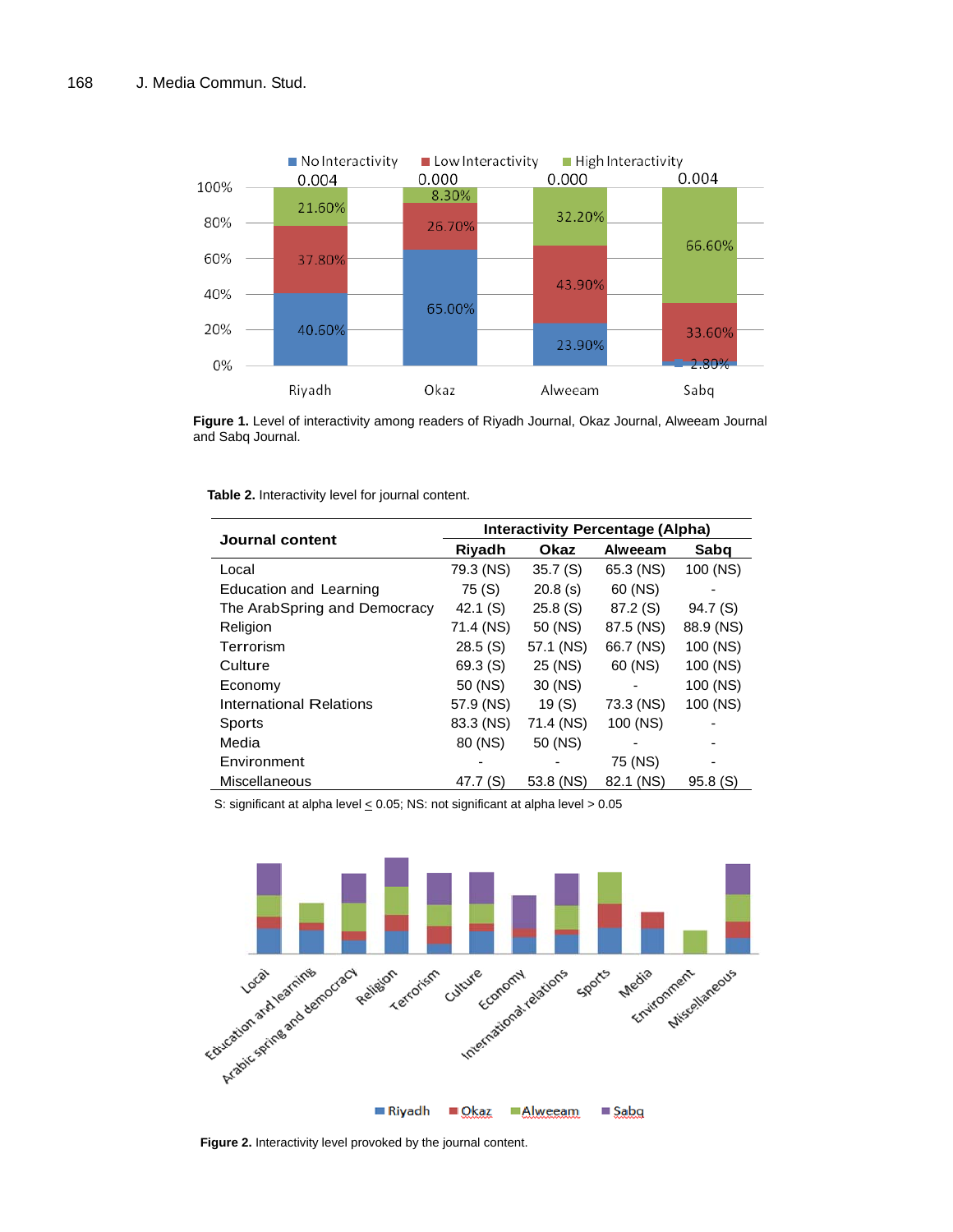**Figure 1.** Level of interactivity among readers of Riyadh Journal, Okaz Journal, Alweeam Journal and Sabq Journal.

**Table 2.** Interactivity level for journal content.

| Journal content | Interactivity Percentage (Alpha) | | | |
|---|---|---|---|---|
| | Riyadh | Okaz | Alweeam | Sabq |
| Local | 79.3 (NS) | 35.7 (S) | 65.3 (NS) | 100 (NS) |
| Education and Learning | 75 (S) | 20.8 (s) | 60 (NS) | - |
| The ArabSpring and Democracy | 42.1 (S) | 25.8 (S) | 87.2 (S) | 94.7 (S) |
| Religion | 71.4 (NS) | 50 (NS) | 87.5 (NS) | 88.9 (NS) |
| Terrorism | 28.5 (S) | 57.1 (NS) | 66.7 (NS) | 100 (NS) |
| Culture | 69.3 (S) | 25 (NS) | 60 (NS) | 100 (NS) |
| Economy | 50 (NS) | 30 (NS) | - | 100 (NS) |
| International Relations | 57.9 (NS) | 19 (S) | 73.3 (NS) | 100 (NS) |
| Sports | 83.3 (NS) | 71.4 (NS) | 100 (NS) | - |
| Media | 80 (NS) | 50 (NS) | - | - |
| Environment | - | - | 75 (NS) | - |
| Miscellaneous | 47.7 (S) | 53.8 (NS) | 82.1 (NS) | 95.8 (S) |

S: significant at alpha level ≤ 0.05; NS: not significant at alpha level > 0.05

**Figure 2.** Interactivity level provoked by the journal content.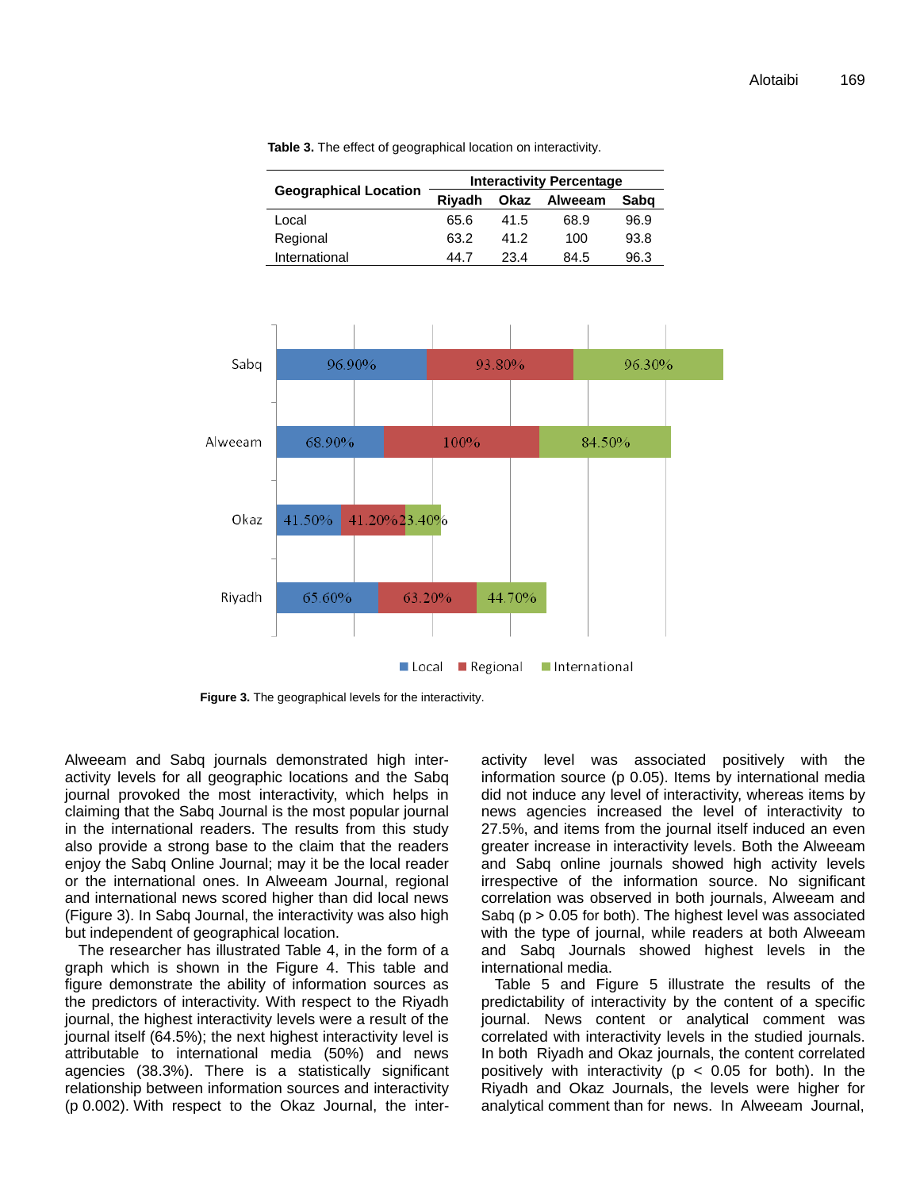**Table 3.** The effect of geographical location on interactivity.

| Geographical Location | Interactivity Percentage | | | |
|---|---|---|---|---|
| | Riyadh | Okaz | Alweeam | Sabq |
| Local | 65.6 | 41.5 | 68.9 | 96.9 |
| Regional | 63.2 | 41.2 | 100 | 93.8 |
| International | 44.7 | 23.4 | 84.5 | 96.3 |

**Figure 3.** The geographical levels for the interactivity.

Alweeam and Sabq journals demonstrated high interactivity levels for all geographic locations and the Sabq journal provoked the most interactivity, which helps in claiming that the Sabq Journal is the most popular journal in the international readers. The results from this study also provide a strong base to the claim that the readers enjoy the Sabq Online Journal; may it be the local reader or the international ones. In Alweeam Journal, regional and international news scored higher than did local news (Figure 3). In Sabq Journal, the interactivity was also high but independent of geographical location.

The researcher has illustrated Table 4, in the form of a graph which is shown in the Figure 4. This table and figure demonstrate the ability of information sources as the predictors of interactivity. With respect to the Riyadh journal, the highest interactivity levels were a result of the journal itself (64.5%); the next highest interactivity level is attributable to international media (50%) and news agencies (38.3%). There is a statistically significant relationship between information sources and interactivity (p 0.002). With respect to the Okaz Journal, the interactivity level was associated positively with the information source (p 0.05). Items by international media did not induce any level of interactivity, whereas items by news agencies increased the level of interactivity to 27.5%, and items from the journal itself induced an even greater increase in interactivity levels. Both the Alweeam and Sabq online journals showed high activity levels irrespective of the information source. No significant correlation was observed in both journals, Alweeam and Sabq ($p > 0.05$ for both). The highest level was associated with the type of journal, while readers at both Alweeam and Sabq Journals showed highest levels in the international media.

Table 5 and Figure 5 illustrate the results of the predictability of interactivity by the content of a specific journal. News content or analytical comment was correlated with interactivity levels in the studied journals. In both Riyadh and Okaz journals, the content correlated positively with interactivity ($p < 0.05$ for both). In the Riyadh and Okaz Journals, the levels were higher for analytical comment than for news. In Alweeam Journal,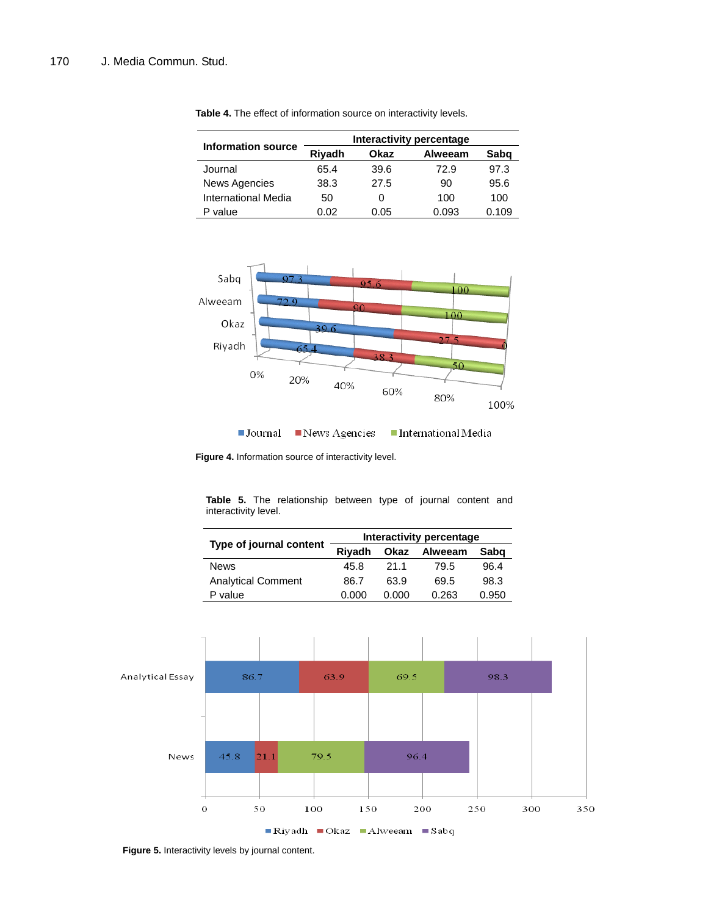**Table 4.** The effect of information source on interactivity levels.

| Information source | Interactivity percentage | | | |
|---|---|---|---|---|
| | Riyadh | Okaz | Alweeam | Sabq |
| Journal | 65.4 | 39.6 | 72.9 | 97.3 |
| News Agencies | 38.3 | 27.5 | 90 | 95.6 |
| International Media | 50 | 0 | 100 | 100 |
| P value | 0.02 | 0.05 | 0.093 | 0.109 |

**Figure 4.** Information source of interactivity level.

**Table 5.** The relationship between type of journal content and interactivity level.

| Type of journal content | Interactivity percentage | | | |
|---|---|---|---|---|
| | Riyadh | Okaz | Alweeam | Sabq |
| News | 45.8 | 21.1 | 79.5 | 96.4 |
| Analytical Comment | 86.7 | 63.9 | 69.5 | 98.3 |
| P value | 0.000 | 0.000 | 0.263 | 0.950 |

**Figure 5.** Interactivity levels by journal content.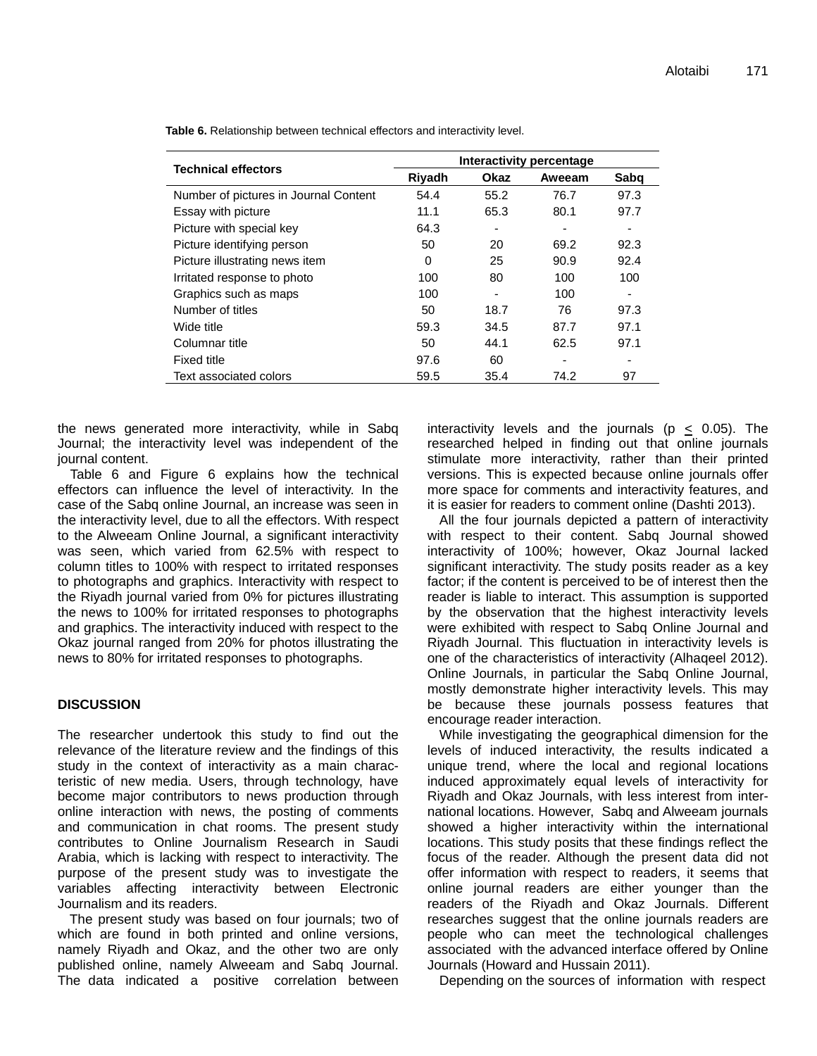**Table 6.** Relationship between technical effectors and interactivity level.

| Technical effectors | Interactivity percentage | | | |
|---|---|---|---|---|
| | Riyadh | Okaz | Aweeam | Sabq |
| Number of pictures in Journal Content | 54.4 | 55.2 | 76.7 | 97.3 |
| Essay with picture | 11.1 | 65.3 | 80.1 | 97.7 |
| Picture with special key | 64.3 | - | - | - |
| Picture identifying person | 50 | 20 | 69.2 | 92.3 |
| Picture illustrating news item | 0 | 25 | 90.9 | 92.4 |
| Irritated response to photo | 100 | 80 | 100 | 100 |
| Graphics such as maps | 100 | - | 100 | - |
| Number of titles | 50 | 18.7 | 76 | 97.3 |
| Wide title | 59.3 | 34.5 | 87.7 | 97.1 |
| Columnar title | 50 | 44.1 | 62.5 | 97.1 |
| Fixed title | 97.6 | 60 | - | - |
| Text associated colors | 59.5 | 35.4 | 74.2 | 97 |

the news generated more interactivity, while in Sabq Journal; the interactivity level was independent of the journal content.

Table 6 and Figure 6 explains how the technical effectors can influence the level of interactivity. In the case of the Sabq online Journal, an increase was seen in the interactivity level, due to all the effectors. With respect to the Alweeam Online Journal, a significant interactivity was seen, which varied from 62.5% with respect to column titles to 100% with respect to irritated responses to photographs and graphics. Interactivity with respect to the Riyadh journal varied from 0% for pictures illustrating the news to 100% for irritated responses to photographs and graphics. The interactivity induced with respect to the Okaz journal ranged from 20% for photos illustrating the news to 80% for irritated responses to photographs.

## DISCUSSION

The researcher undertook this study to find out the relevance of the literature review and the findings of this study in the context of interactivity as a main characteristic of new media. Users, through technology, have become major contributors to news production through online interaction with news, the posting of comments and communication in chat rooms. The present study contributes to Online Journalism Research in Saudi Arabia, which is lacking with respect to interactivity. The purpose of the present study was to investigate the variables affecting interactivity between Electronic Journalism and its readers.

The present study was based on four journals; two of which are found in both printed and online versions, namely Riyadh and Okaz, and the other two are only published online, namely Alweeam and Sabq Journal. The data indicated a positive correlation between interactivity levels and the journals ($p \leq 0.05$). The researched helped in finding out that online journals stimulate more interactivity, rather than their printed versions. This is expected because online journals offer more space for comments and interactivity features, and it is easier for readers to comment online (Dashti 2013).

All the four journals depicted a pattern of interactivity with respect to their content. Sabq Journal showed interactivity of 100%; however, Okaz Journal lacked significant interactivity. The study posits reader as a key factor; if the content is perceived to be of interest then the reader is liable to interact. This assumption is supported by the observation that the highest interactivity levels were exhibited with respect to Sabq Online Journal and Riyadh Journal. This fluctuation in interactivity levels is one of the characteristics of interactivity (Alhaqeel 2012). Online Journals, in particular the Sabq Online Journal, mostly demonstrate higher interactivity levels. This may be because these journals possess features that encourage reader interaction.

While investigating the geographical dimension for the levels of induced interactivity, the results indicated a unique trend, where the local and regional locations induced approximately equal levels of interactivity for Riyadh and Okaz Journals, with less interest from international locations. However, Sabq and Alweeam journals showed a higher interactivity within the international locations. This study posits that these findings reflect the focus of the reader. Although the present data did not offer information with respect to readers, it seems that online journal readers are either younger than the readers of the Riyadh and Okaz Journals. Different researches suggest that the online journals readers are people who can meet the technological challenges associated with the advanced interface offered by Online Journals (Howard and Hussain 2011).

Depending on the sources of information with respect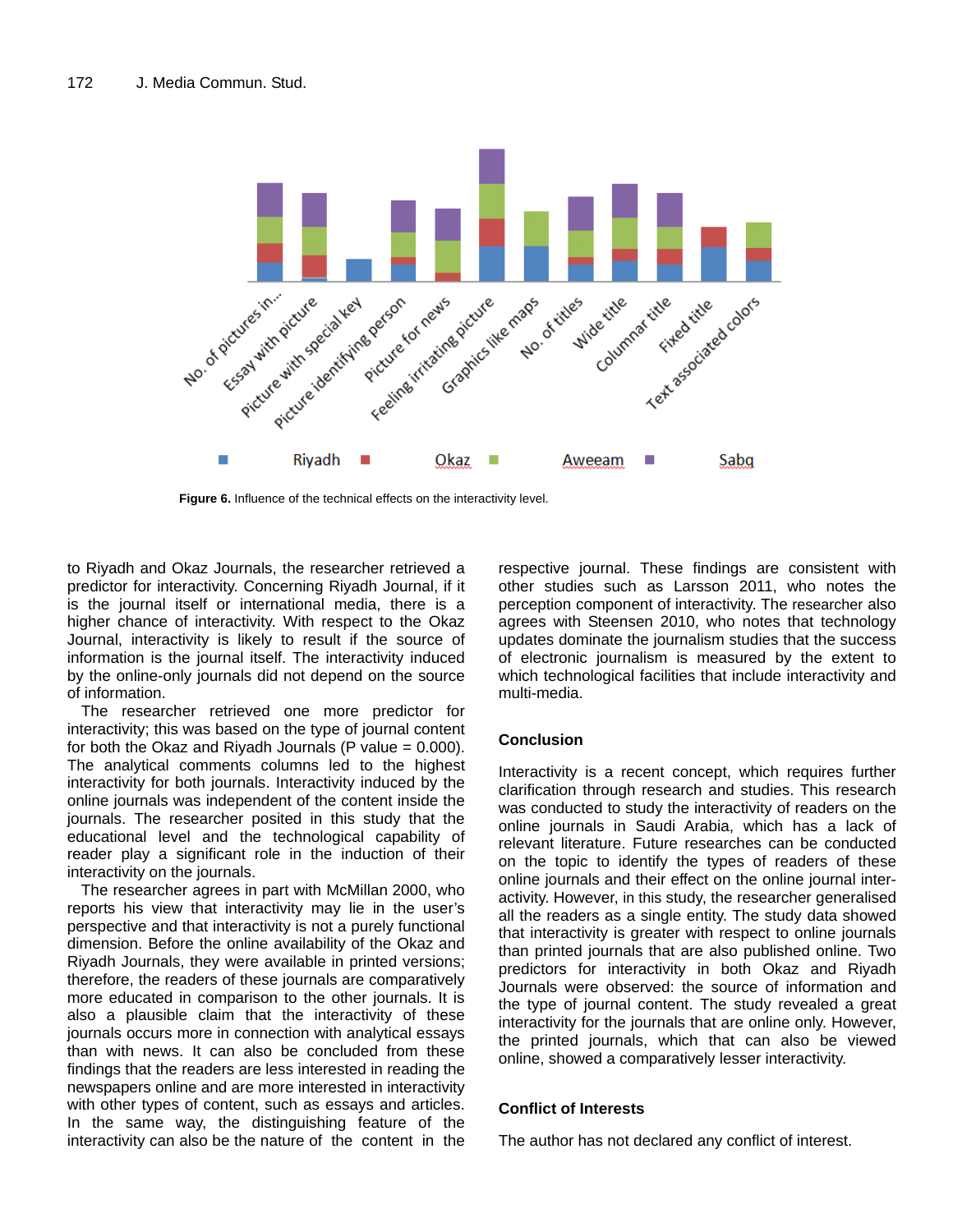No. of pictures in...
Essay with picture
Picture with special key
Picture identifying person
Picture for news
Feeling irritating picture
Graphics like maps
No. of titles
Wide title
Columnar title
Fixed title
Text associated colors

Riyadh Okaz Aweeam Sabq

**Figure 6.** Influence of the technical effects on the interactivity level.

to Riyadh and Okaz Journals, the researcher retrieved a predictor for interactivity. Concerning Riyadh Journal, if it is the journal itself or international media, there is a higher chance of interactivity. With respect to the Okaz Journal, interactivity is likely to result if the source of information is the journal itself. The interactivity induced by the online-only journals did not depend on the source of information.

The researcher retrieved one more predictor for interactivity; this was based on the type of journal content for both the Okaz and Riyadh Journals (P value = 0.000). The analytical comments columns led to the highest interactivity for both journals. Interactivity induced by the online journals was independent of the content inside the journals. The researcher posited in this study that the educational level and the technological capability of reader play a significant role in the induction of their interactivity on the journals.

The researcher agrees in part with McMillan 2000, who reports his view that interactivity may lie in the user's perspective and that interactivity is not a purely functional dimension. Before the online availability of the Okaz and Riyadh Journals, they were available in printed versions; therefore, the readers of these journals are comparatively more educated in comparison to the other journals. It is also a plausible claim that the interactivity of these journals occurs more in connection with analytical essays than with news. It can also be concluded from these findings that the readers are less interested in reading the newspapers online and are more interested in interactivity with other types of content, such as essays and articles. In the same way, the distinguishing feature of the interactivity can also be the nature of the content in the respective journal. These findings are consistent with other studies such as Larsson 2011, who notes the perception component of interactivity. The researcher also agrees with Steensen 2010, who notes that technology updates dominate the journalism studies that the success of electronic journalism is measured by the extent to which technological facilities that include interactivity and multi-media.

## Conclusion

Interactivity is a recent concept, which requires further clarification through research and studies. This research was conducted to study the interactivity of readers on the online journals in Saudi Arabia, which has a lack of relevant literature. Future researches can be conducted on the topic to identify the types of readers of these online journals and their effect on the online journal inter-activity. However, in this study, the researcher generalised all the readers as a single entity. The study data showed that interactivity is greater with respect to online journals than printed journals that are also published online. Two predictors for interactivity in both Okaz and Riyadh Journals were observed: the source of information and the type of journal content. The study revealed a great interactivity for the journals that are online only. However, the printed journals, which that can also be viewed online, showed a comparatively lesser interactivity.

## Conflict of Interests

The author has not declared any conflict of interest.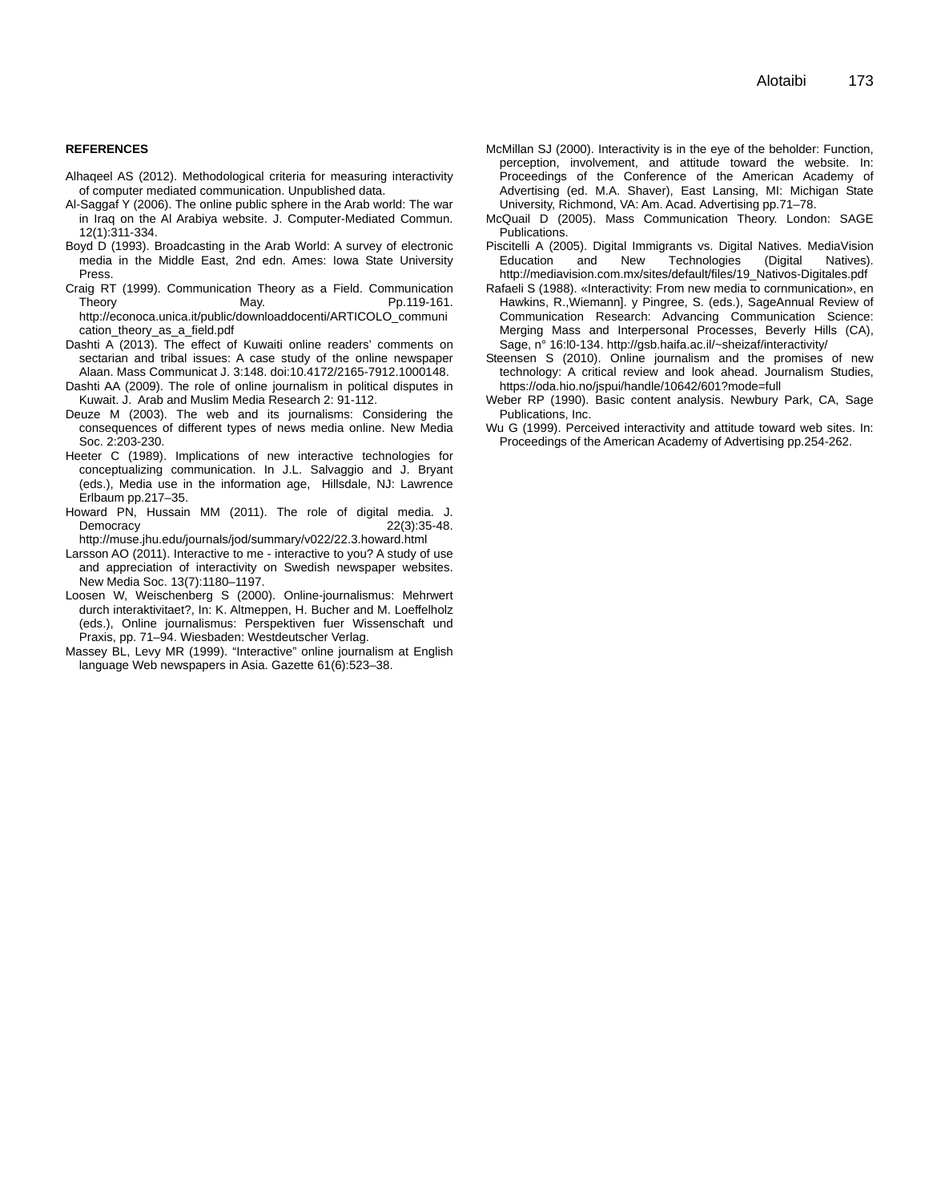**REFERENCES**

Alhaqeel AS (2012). Methodological criteria for measuring interactivity of computer mediated communication. Unpublished data.

Al-Saggaf Y (2006). The online public sphere in the Arab world: The war in Iraq on the Al Arabiya website. J. Computer-Mediated Commun. 12(1):311-334.

Boyd D (1993). Broadcasting in the Arab World: A survey of electronic media in the Middle East, 2nd edn. Ames: Iowa State University Press.

Craig RT (1999). Communication Theory as a Field. Communication Theory May. Pp.119-161. http://econoca.unica.it/public/downloaddocenti/ARTICOLO_communication_theory_as_a_field.pdf

Dashti A (2013). The effect of Kuwaiti online readers' comments on sectarian and tribal issues: A case study of the online newspaper Alaan. Mass Communicat J. 3:148. doi:10.4172/2165-7912.1000148.

Dashti AA (2009). The role of online journalism in political disputes in Kuwait. J. Arab and Muslim Media Research 2: 91-112.

Deuze M (2003). The web and its journalisms: Considering the consequences of different types of news media online. New Media Soc. 2:203-230.

Heeter C (1989). Implications of new interactive technologies for conceptualizing communication. In J.L. Salvaggio and J. Bryant (eds.), Media use in the information age, Hillsdale, NJ: Lawrence Erlbaum pp.217–35.

Howard PN, Hussain MM (2011). The role of digital media. J. Democracy 22(3):35-48. http://muse.jhu.edu/journals/jod/summary/v022/22.3.howard.html

Larsson AO (2011). Interactive to me - interactive to you? A study of use and appreciation of interactivity on Swedish newspaper websites. New Media Soc. 13(7):1180–1197.

Loosen W, Weischenberg S (2000). Online-journalismus: Mehrwert durch interaktivitaet?, In: K. Altmeppen, H. Bucher and M. Loeffelholz (eds.), Online journalismus: Perspektiven fuer Wissenschaft und Praxis, pp. 71–94. Wiesbaden: Westdeutscher Verlag.

Massey BL, Levy MR (1999). “Interactive” online journalism at English language Web newspapers in Asia. Gazette 61(6):523–38.

McMillan SJ (2000). Interactivity is in the eye of the beholder: Function, perception, involvement, and attitude toward the website. In: Proceedings of the Conference of the American Academy of Advertising (ed. M.A. Shaver), East Lansing, MI: Michigan State University, Richmond, VA: Am. Acad. Advertising pp.71–78.

McQuail D (2005). Mass Communication Theory. London: SAGE Publications.

Piscitelli A (2005). Digital Immigrants vs. Digital Natives. MediaVision Education and New Technologies (Digital Natives). http://mediavision.com.mx/sites/default/files/19_Nativos-Digitales.pdf

Rafaeli S (1988). «Interactivity: From new media to cornmunication», en Hawkins, R.,Wiemann]. y Pingree, S. (eds.), SageAnnual Review of Communication Research: Advancing Communication Science: Merging Mass and Interpersonal Processes, Beverly Hills (CA), Sage, n° 16:l0-134. http://gsb.haifa.ac.il/~sheizaf/interactivity/

Steensen S (2010). Online journalism and the promises of new technology: A critical review and look ahead. Journalism Studies, https://oda.hio.no/jspui/handle/10642/601?mode=full

Weber RP (1990). Basic content analysis. Newbury Park, CA, Sage Publications, Inc.

Wu G (1999). Perceived interactivity and attitude toward web sites. In: Proceedings of the American Academy of Advertising pp.254-262.